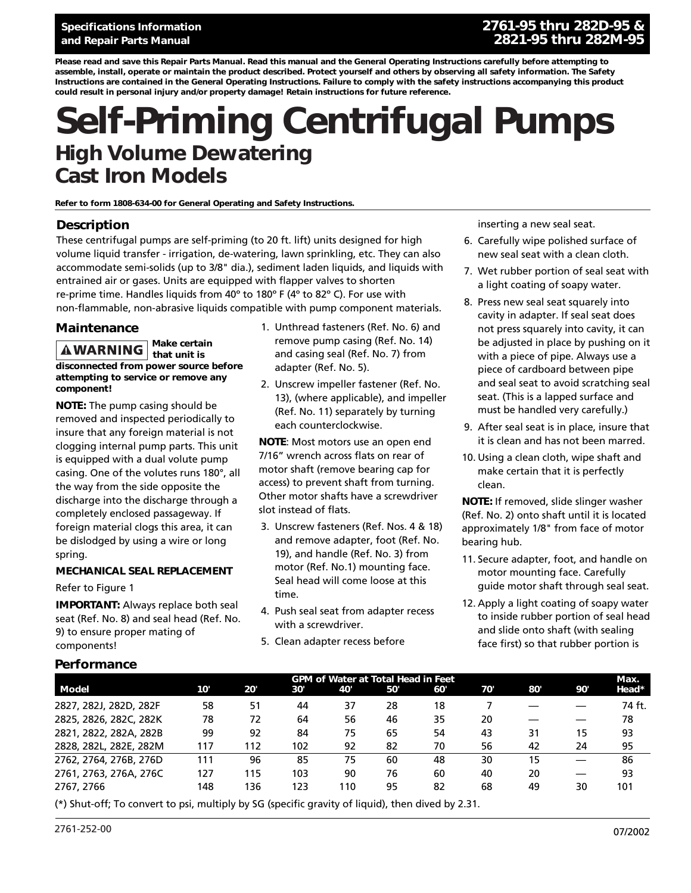**Specifications Information and Repair Parts Manual**

**2761-95 thru 282D-95 & 2821-95 thru 282M-95**

**Please read and save this Repair Parts Manual. Read this manual and the General Operating Instructions carefully before attempting to assemble, install, operate or maintain the product described. Protect yourself and others by observing all safety information. The Safety Instructions are contained in the General Operating Instructions. Failure to comply with the safety instructions accompanying this product could result in personal injury and/or property damage! Retain instructions for future reference.**

# Self-Priming Centrifugal Pumps

## High Volume Dewatering Cast Iron Models

**Refer to form 1808-634-00 for General Operating and Safety Instructions.**

### Description

These centrifugal pumps are self-priming (to 20 ft. lift) units designed for high volume liquid transfer - irrigation, de-watering, lawn sprinkling, etc. They can also accommodate semi-solids (up to 3/8" dia.), sediment laden liquids, and liquids with entrained air or gases. Units are equipped with flapper valves to shorten re-prime time. Handles liquids from 40° to 180° F (4° to 82° C). For use with non-flammable, non-abrasive liquids compatible with pump component materials.

### Maintenance

**⚠WARNING Make certain that unit is disconnected from power source before attempting to service or remove any component!**

**NOTE:** The pump casing should be removed and inspected periodically to insure that any foreign material is not clogging internal pump parts. This unit is equipped with a dual volute pump casing. One of the volutes runs 180°, all the way from the side opposite the discharge into the discharge through a completely enclosed passageway. If foreign material clogs this area, it can be dislodged by using a wire or long spring.

**MECHANICAL SEAL REPLACEMENT**

Refer to Figure 1

**IMPORTANT:** Always replace both seal seat (Ref. No. 8) and seal head (Ref. No. 9) to ensure proper mating of components!

1. Unthread fasteners (Ref. No. 6) and remove pump casing (Ref. No. 14) and casing seal (Ref. No. 7) from adapter (Ref. No. 5).
2. Unscrew impeller fastener (Ref. No. 13), (where applicable), and impeller (Ref. No. 11) separately by turning each counterclockwise.

**NOTE**: Most motors use an open end 7/16" wrench across flats on rear of motor shaft (remove bearing cap for access) to prevent shaft from turning. Other motor shafts have a screwdriver slot instead of flats.

3. Unscrew fasteners (Ref. Nos. 4 & 18) and remove adapter, foot (Ref. No. 19), and handle (Ref. No. 3) from motor (Ref. No.1) mounting face. Seal head will come loose at this time.
4. Push seal seat from adapter recess with a screwdriver.
5. Clean adapter recess before inserting a new seal seat.
6. Carefully wipe polished surface of new seal seat with a clean cloth.
7. Wet rubber portion of seal seat with a light coating of soapy water.
8. Press new seal seat squarely into cavity in adapter. If seal seat does not press squarely into cavity, it can be adjusted in place by pushing on it with a piece of pipe. Always use a piece of cardboard between pipe and seal seat to avoid scratching seal seat. (This is a lapped surface and must be handled very carefully.)
9. After seal seat is in place, insure that it is clean and has not been marred.
10. Using a clean cloth, wipe shaft and make certain that it is perfectly clean.

**NOTE:** If removed, slide slinger washer (Ref. No. 2) onto shaft until it is located approximately 1/8" from face of motor bearing hub.

11. Secure adapter, foot, and handle on motor mounting face. Carefully guide motor shaft through seal seat.
12. Apply a light coating of soapy water to inside rubber portion of seal head and slide onto shaft (with sealing face first) so that rubber portion is

### Performance

| | GPM of Water at Total Head in Feet | | | | | | | | | Max. |
|---|---|---|---|---|---|---|---|---|---|---|
| **Model** | **10'** | **20'** | **30'** | **40'** | **50'** | **60'** | **70'** | **80'** | **90'** | **Head*** |
| 2827, 282J, 282D, 282F | 58 | 51 | 44 | 37 | 28 | 18 | 7 | — | — | 74 ft. |
| 2825, 2826, 282C, 282K | 78 | 72 | 64 | 56 | 46 | 35 | 20 | — | — | 78 |
| 2821, 2822, 282A, 282B | 99 | 92 | 84 | 75 | 65 | 54 | 43 | 31 | 15 | 93 |
| 2828, 282L, 282E, 282M | 117 | 112 | 102 | 92 | 82 | 70 | 56 | 42 | 24 | 95 |
| 2762, 2764, 276B, 276D | 111 | 96 | 85 | 75 | 60 | 48 | 30 | 15 | — | 86 |
| 2761, 2763, 276A, 276C | 127 | 115 | 103 | 90 | 76 | 60 | 40 | 20 | — | 93 |
| 2767, 2766 | 148 | 136 | 123 | 110 | 95 | 82 | 68 | 49 | 30 | 101 |

(*) Shut-off; To convert to psi, multiply by SG (specific gravity of liquid), then dived by 2.31.

2761-252-00 07/2002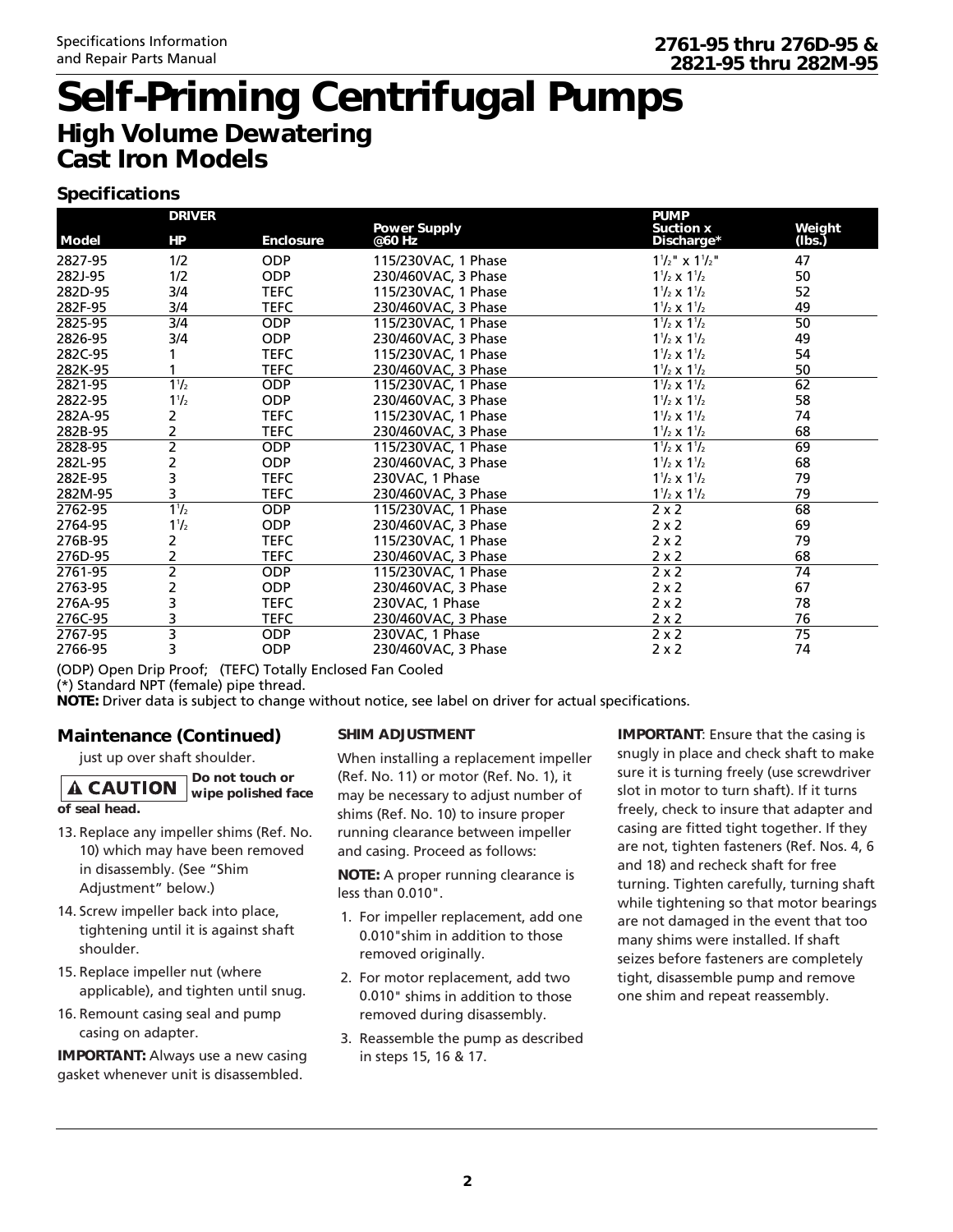# Self-Priming Centrifugal Pumps

## High Volume Dewatering Cast Iron Models

### Specifications

| Model | DRIVER HP | Enclosure | Power Supply @60 Hz | PUMP Suction x Discharge* | Weight (lbs.) |
|---|---|---|---|---|---|
| 2827-95 | 1/2 | ODP | 115/230VAC, 1 Phase | 1½" x 1½" | 47 |
| 282J-95 | 1/2 | ODP | 230/460VAC, 3 Phase | 1½ x 1½ | 50 |
| 282D-95 | 3/4 | TEFC | 115/230VAC, 1 Phase | 1½ x 1½ | 52 |
| 282F-95 | 3/4 | TEFC | 230/460VAC, 3 Phase | 1½ x 1½ | 49 |
| 2825-95 | 3/4 | ODP | 115/230VAC, 1 Phase | 1½ x 1½ | 50 |
| 2826-95 | 3/4 | ODP | 230/460VAC, 3 Phase | 1½ x 1½ | 49 |
| 282C-95 | 1 | TEFC | 115/230VAC, 1 Phase | 1½ x 1½ | 54 |
| 282K-95 | 1 | TEFC | 230/460VAC, 3 Phase | 1½ x 1½ | 50 |
| 2821-95 | 1½ | ODP | 115/230VAC, 1 Phase | 1½ x 1½ | 62 |
| 2822-95 | 1½ | ODP | 230/460VAC, 3 Phase | 1½ x 1½ | 58 |
| 282A-95 | 2 | TEFC | 115/230VAC, 1 Phase | 1½ x 1½ | 74 |
| 282B-95 | 2 | TEFC | 230/460VAC, 3 Phase | 1½ x 1½ | 68 |
| 2828-95 | 2 | ODP | 115/230VAC, 1 Phase | 1½ x 1½ | 69 |
| 282L-95 | 2 | ODP | 230/460VAC, 3 Phase | 1½ x 1½ | 68 |
| 282E-95 | 3 | TEFC | 230VAC, 1 Phase | 1½ x 1½ | 79 |
| 282M-95 | 3 | TEFC | 230/460VAC, 3 Phase | 1½ x 1½ | 79 |
| 2762-95 | 1½ | ODP | 115/230VAC, 1 Phase | 2 x 2 | 68 |
| 2764-95 | 1½ | ODP | 230/460VAC, 3 Phase | 2 x 2 | 69 |
| 276B-95 | 2 | TEFC | 115/230VAC, 1 Phase | 2 x 2 | 79 |
| 276D-95 | 2 | TEFC | 230/460VAC, 3 Phase | 2 x 2 | 68 |
| 2761-95 | 2 | ODP | 115/230VAC, 1 Phase | 2 x 2 | 74 |
| 2763-95 | 2 | ODP | 230/460VAC, 3 Phase | 2 x 2 | 67 |
| 276A-95 | 3 | TEFC | 230VAC, 1 Phase | 2 x 2 | 78 |
| 276C-95 | 3 | TEFC | 230/460VAC, 3 Phase | 2 x 2 | 76 |
| 2767-95 | 3 | ODP | 230VAC, 1 Phase | 2 x 2 | 75 |
| 2766-95 | 3 | ODP | 230/460VAC, 3 Phase | 2 x 2 | 74 |

(ODP) Open Drip Proof; (TEFC) Totally Enclosed Fan Cooled

(*) Standard NPT (female) pipe thread.

**NOTE:** Driver data is subject to change without notice, see label on driver for actual specifications.

### Maintenance (Continued)

just up over shaft shoulder.

**⚠ CAUTION** **Do not touch or wipe polished face of seal head.**

13. Replace any impeller shims (Ref. No. 10) which may have been removed in disassembly. (See "Shim Adjustment" below.)
14. Screw impeller back into place, tightening until it is against shaft shoulder.
15. Replace impeller nut (where applicable), and tighten until snug.
16. Remount casing seal and pump casing on adapter.

**IMPORTANT:** Always use a new casing gasket whenever unit is disassembled.

**SHIM ADJUSTMENT**

When installing a replacement impeller (Ref. No. 11) or motor (Ref. No. 1), it may be necessary to adjust number of shims (Ref. No. 10) to insure proper running clearance between impeller and casing. Proceed as follows:

**NOTE:** A proper running clearance is less than 0.010".

1. For impeller replacement, add one 0.010"shim in addition to those removed originally.
2. For motor replacement, add two 0.010" shims in addition to those removed during disassembly.
3. Reassemble the pump as described in steps 15, 16 & 17.

**IMPORTANT**: Ensure that the casing is snugly in place and check shaft to make sure it is turning freely (use screwdriver slot in motor to turn shaft). If it turns freely, check to insure that adapter and casing are fitted tight together. If they are not, tighten fasteners (Ref. Nos. 4, 6 and 18) and recheck shaft for free turning. Tighten carefully, turning shaft while tightening so that motor bearings are not damaged in the event that too many shims were installed. If shaft seizes before fasteners are completely tight, disassemble pump and remove one shim and repeat reassembly.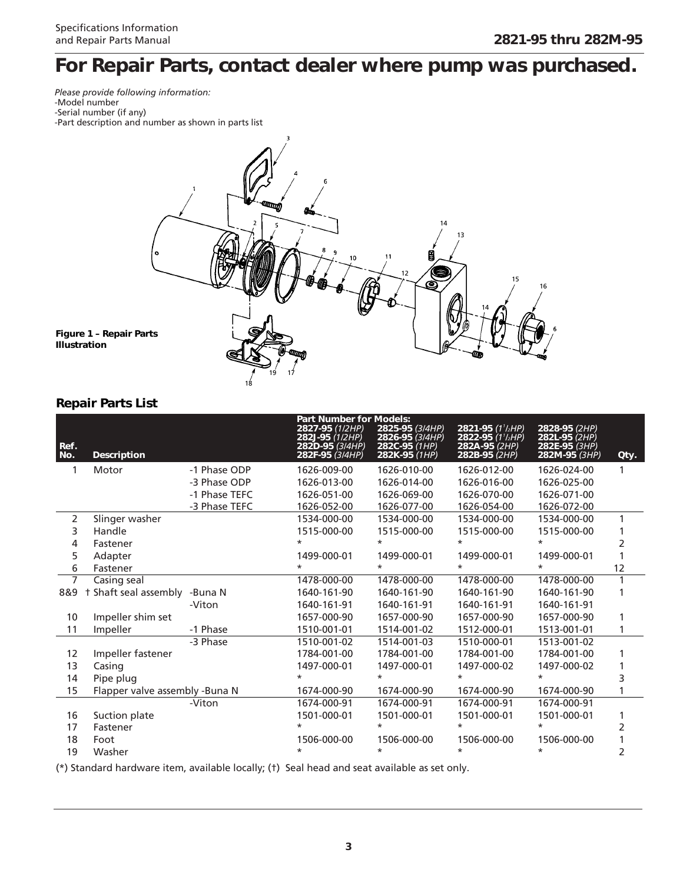# For Repair Parts, contact dealer where pump was purchased.

*Please provide following information:*
-Model number
-Serial number (if any)
-Part description and number as shown in parts list

**Figure 1 – Repair Parts Illustration**

## Repair Parts List

| Ref. No. | Description | | Part Number for Models: **2827-95** *(1/2HP)* **282J-95** *(1/2HP)* **282D-95** *(3/4HP)* **282F-95** *(3/4HP)* | **2825-95** *(3/4HP)* **2826-95** *(3/4HP)* **282C-95** *(1HP)* **282K-95** *(1HP)* | **2821-95** *(1½HP)* **2822-95** *(1½HP)* **282A-95** *(2HP)* **282B-95** *(2HP)* | **2828-95** *(2HP)* **282L-95** *(2HP)* **282E-95** *(3HP)* **282M-95** *(3HP)* | Qty. |
|---|---|---|---|---|---|---|---|
| 1 | Motor | -1 Phase ODP | 1626-009-00 | 1626-010-00 | 1626-012-00 | 1626-024-00 | 1 |
| | | -3 Phase ODP | 1626-013-00 | 1626-014-00 | 1626-016-00 | 1626-025-00 | |
| | | -1 Phase TEFC | 1626-051-00 | 1626-069-00 | 1626-070-00 | 1626-071-00 | |
| | | -3 Phase TEFC | 1626-052-00 | 1626-077-00 | 1626-054-00 | 1626-072-00 | |
| 2 | Slinger washer | | 1534-000-00 | 1534-000-00 | 1534-000-00 | 1534-000-00 | 1 |
| 3 | Handle | | 1515-000-00 | 1515-000-00 | 1515-000-00 | 1515-000-00 | 1 |
| 4 | Fastener | | * | * | * | * | 2 |
| 5 | Adapter | | 1499-000-01 | 1499-000-01 | 1499-000-01 | 1499-000-01 | 1 |
| 6 | Fastener | | * | * | * | * | 12 |
| 7 | Casing seal | | 1478-000-00 | 1478-000-00 | 1478-000-00 | 1478-000-00 | 1 |
| 8&9 | † Shaft seal assembly | -Buna N | 1640-161-90 | 1640-161-90 | 1640-161-90 | 1640-161-90 | 1 |
| | | -Viton | 1640-161-91 | 1640-161-91 | 1640-161-91 | 1640-161-91 | |
| 10 | Impeller shim set | | 1657-000-90 | 1657-000-90 | 1657-000-90 | 1657-000-90 | 1 |
| 11 | Impeller | -1 Phase | 1510-001-01 | 1514-001-02 | 1512-000-01 | 1513-001-01 | 1 |
| | | -3 Phase | 1510-001-02 | 1514-001-03 | 1510-000-01 | 1513-001-02 | |
| 12 | Impeller fastener | | 1784-001-00 | 1784-001-00 | 1784-001-00 | 1784-001-00 | 1 |
| 13 | Casing | | 1497-000-01 | 1497-000-01 | 1497-000-02 | 1497-000-02 | 1 |
| 14 | Pipe plug | | * | * | * | * | 3 |
| 15 | Flapper valve assembly | -Buna N | 1674-000-90 | 1674-000-90 | 1674-000-90 | 1674-000-90 | 1 |
| | | -Viton | 1674-000-91 | 1674-000-91 | 1674-000-91 | 1674-000-91 | |
| 16 | Suction plate | | 1501-000-01 | 1501-000-01 | 1501-000-01 | 1501-000-01 | 1 |
| 17 | Fastener | | * | * | * | * | 2 |
| 18 | Foot | | 1506-000-00 | 1506-000-00 | 1506-000-00 | 1506-000-00 | 1 |
| 19 | Washer | | * | * | * | * | 2 |

(*) Standard hardware item, available locally; (†) Seal head and seat available as set only.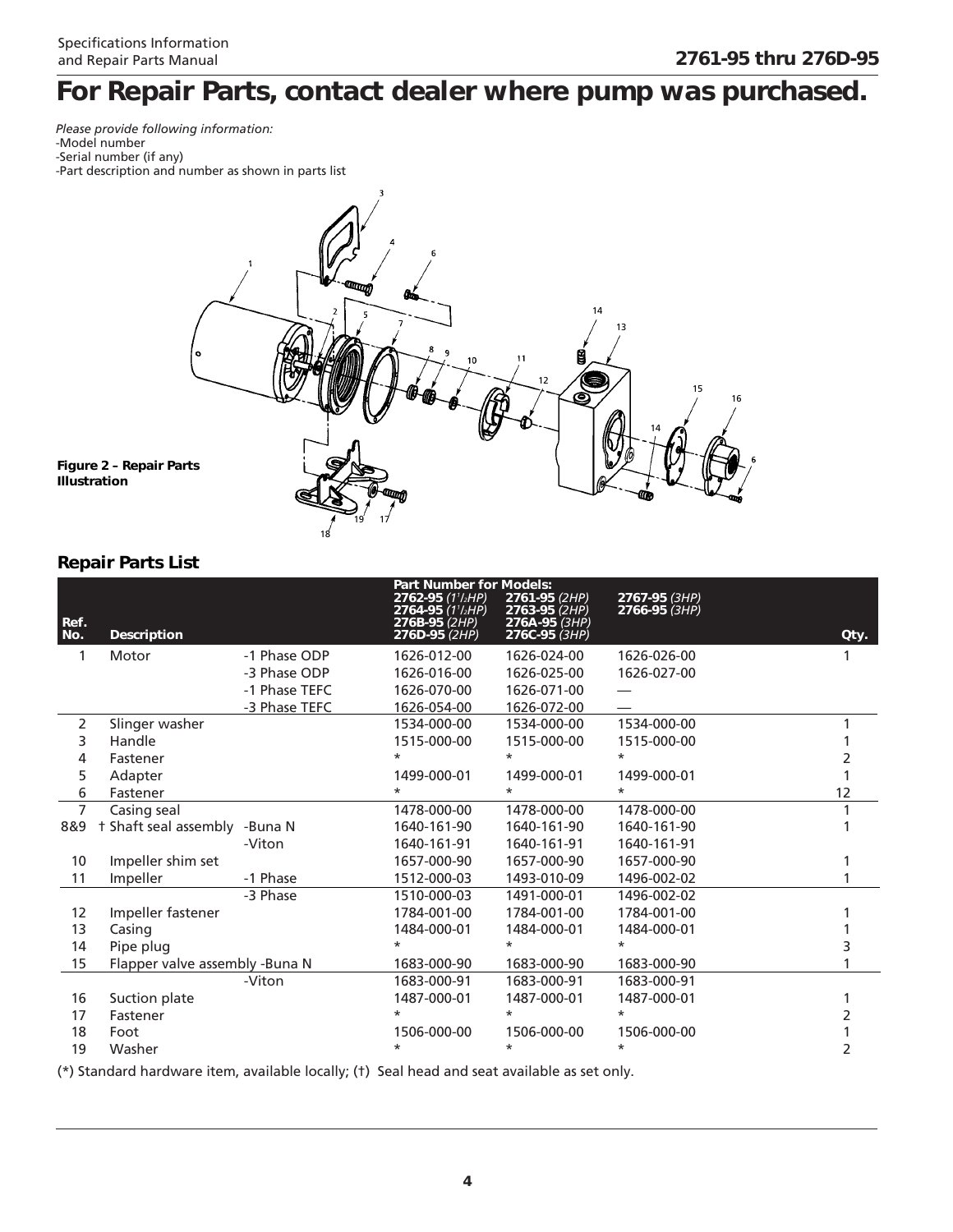Specifications Information and Repair Parts Manual

**2761-95 thru 276D-95**

# For Repair Parts, contact dealer where pump was purchased.

*Please provide following information:*
- Model number
- Serial number (if any)
- Part description and number as shown in parts list

**Figure 2 – Repair Parts Illustration**

## Repair Parts List

| Ref. No. | Description | | Part Number for Models: 2762-95 *(1½HP)* 2764-95 *(1½HP)* 276B-95 *(2HP)* 276D-95 *(2HP)* | 2761-95 *(2HP)* 2763-95 *(2HP)* 276A-95 *(3HP)* 276C-95 *(3HP)* | 2767-95 *(3HP)* 2766-95 *(3HP)* | Qty. |
|---|---|---|---|---|---|---|
| 1 | Motor | -1 Phase ODP | 1626-012-00 | 1626-024-00 | 1626-026-00 | 1 |
| | | -3 Phase ODP | 1626-016-00 | 1626-025-00 | 1626-027-00 | |
| | | -1 Phase TEFC | 1626-070-00 | 1626-071-00 | — | |
| | | -3 Phase TEFC | 1626-054-00 | 1626-072-00 | — | |
| 2 | Slinger washer | | 1534-000-00 | 1534-000-00 | 1534-000-00 | 1 |
| 3 | Handle | | 1515-000-00 | 1515-000-00 | 1515-000-00 | 1 |
| 4 | Fastener | | * | * | * | 2 |
| 5 | Adapter | | 1499-000-01 | 1499-000-01 | 1499-000-01 | 1 |
| 6 | Fastener | | * | * | * | 12 |
| 7 | Casing seal | | 1478-000-00 | 1478-000-00 | 1478-000-00 | 1 |
| 8&9 | † Shaft seal assembly | -Buna N | 1640-161-90 | 1640-161-90 | 1640-161-90 | 1 |
| | | -Viton | 1640-161-91 | 1640-161-91 | 1640-161-91 | |
| 10 | Impeller shim set | | 1657-000-90 | 1657-000-90 | 1657-000-90 | 1 |
| 11 | Impeller | -1 Phase | 1512-000-03 | 1493-010-09 | 1496-002-02 | 1 |
| | | -3 Phase | 1510-000-03 | 1491-000-01 | 1496-002-02 | |
| 12 | Impeller fastener | | 1784-001-00 | 1784-001-00 | 1784-001-00 | 1 |
| 13 | Casing | | 1484-000-01 | 1484-000-01 | 1484-000-01 | 1 |
| 14 | Pipe plug | | * | * | * | 3 |
| 15 | Flapper valve assembly | -Buna N | 1683-000-90 | 1683-000-90 | 1683-000-90 | 1 |
| | | -Viton | 1683-000-91 | 1683-000-91 | 1683-000-91 | |
| 16 | Suction plate | | 1487-000-01 | 1487-000-01 | 1487-000-01 | 1 |
| 17 | Fastener | | * | * | * | 2 |
| 18 | Foot | | 1506-000-00 | 1506-000-00 | 1506-000-00 | 1 |
| 19 | Washer | | * | * | * | 2 |

(*) Standard hardware item, available locally; (†) Seal head and seat available as set only.